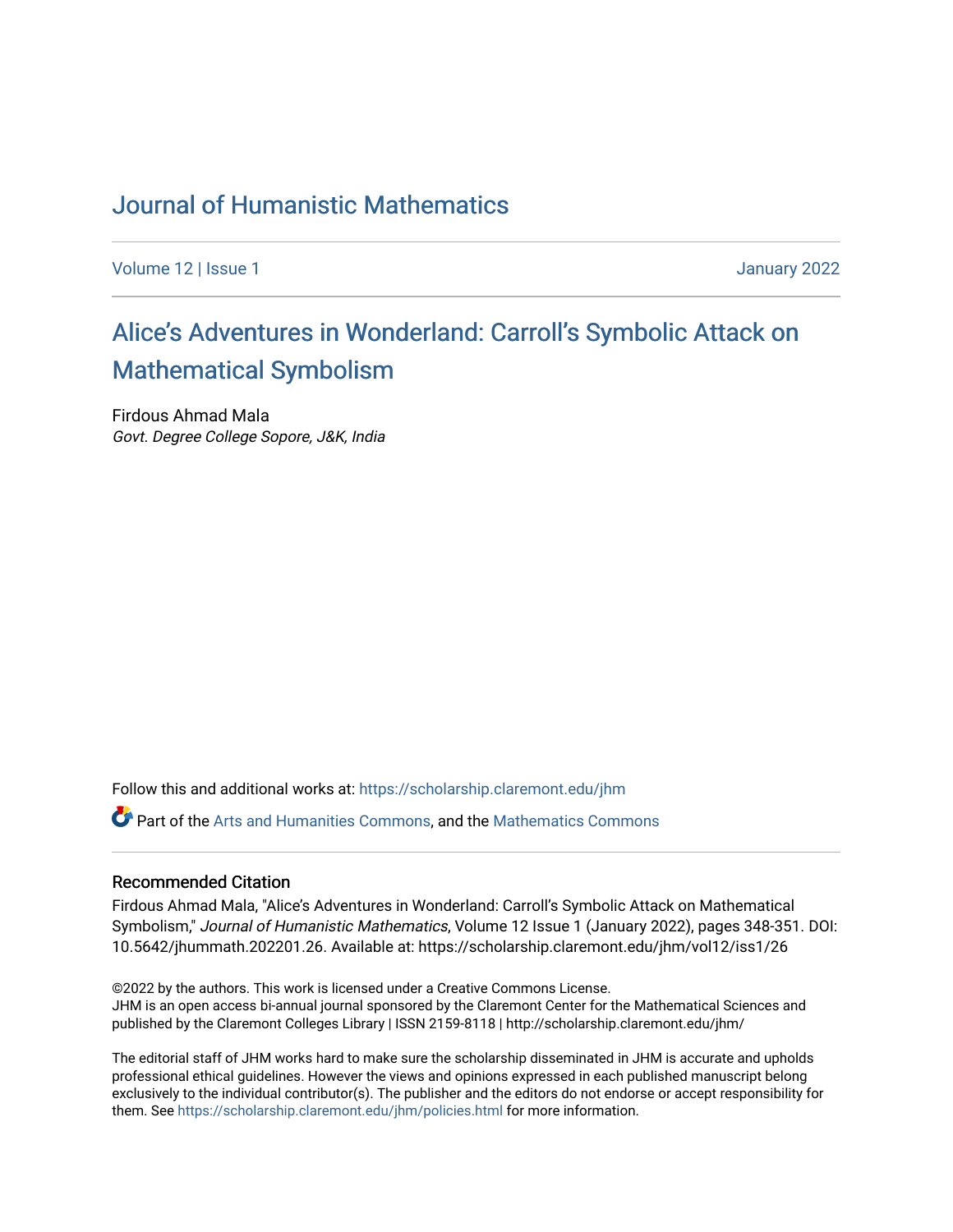# Journal of Humanistic Mathematics

Volume 12 | Issue 1 — January 2022

## Alice's Adventures in Wonderland: Carroll's Symbolic Attack on Mathematical Symbolism

Firdous Ahmad Mala
*Govt. Degree College Sopore, J&K, India*

Follow this and additional works at: https://scholarship.claremont.edu/jhm

Part of the Arts and Humanities Commons, and the Mathematics Commons

### Recommended Citation

Firdous Ahmad Mala, "Alice's Adventures in Wonderland: Carroll's Symbolic Attack on Mathematical Symbolism," *Journal of Humanistic Mathematics*, Volume 12 Issue 1 (January 2022), pages 348-351. DOI: 10.5642/jhummath.202201.26. Available at: https://scholarship.claremont.edu/jhm/vol12/iss1/26

©2022 by the authors. This work is licensed under a Creative Commons License.
JHM is an open access bi-annual journal sponsored by the Claremont Center for the Mathematical Sciences and published by the Claremont Colleges Library | ISSN 2159-8118 | http://scholarship.claremont.edu/jhm/

The editorial staff of JHM works hard to make sure the scholarship disseminated in JHM is accurate and upholds professional ethical guidelines. However the views and opinions expressed in each published manuscript belong exclusively to the individual contributor(s). The publisher and the editors do not endorse or accept responsibility for them. See https://scholarship.claremont.edu/jhm/policies.html for more information.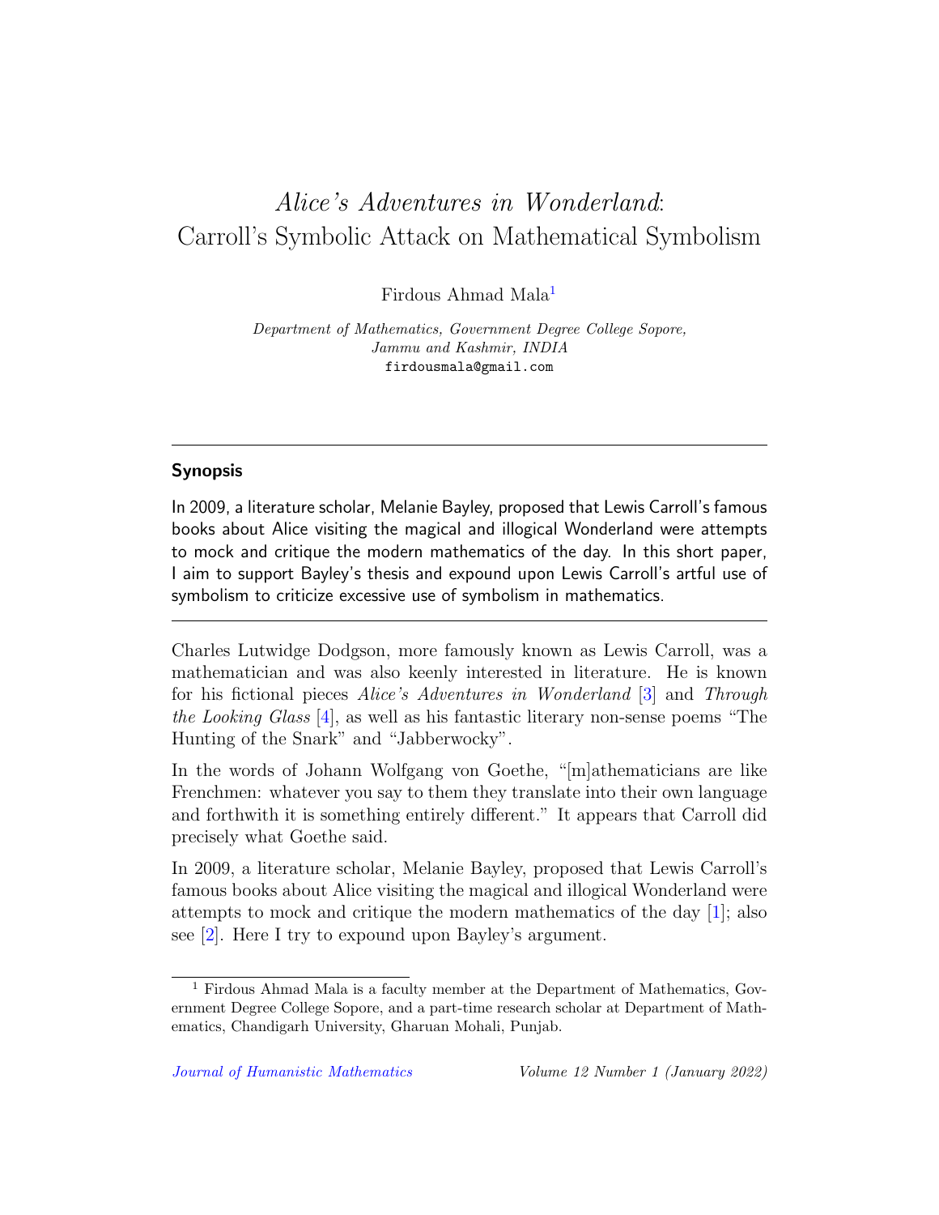# *Alice's Adventures in Wonderland*: Carroll's Symbolic Attack on Mathematical Symbolism

Firdous Ahmad Mala[1]

*Department of Mathematics, Government Degree College Sopore, Jammu and Kashmir, INDIA*
firdousmala@gmail.com

---

## Synopsis

In 2009, a literature scholar, Melanie Bayley, proposed that Lewis Carroll's famous books about Alice visiting the magical and illogical Wonderland were attempts to mock and critique the modern mathematics of the day. In this short paper, I aim to support Bayley's thesis and expound upon Lewis Carroll's artful use of symbolism to criticize excessive use of symbolism in mathematics.

---

Charles Lutwidge Dodgson, more famously known as Lewis Carroll, was a mathematician and was also keenly interested in literature. He is known for his fictional pieces *Alice's Adventures in Wonderland* [3] and *Through the Looking Glass* [4], as well as his fantastic literary non-sense poems "The Hunting of the Snark" and "Jabberwocky".

In the words of Johann Wolfgang von Goethe, "[m]athematicians are like Frenchmen: whatever you say to them they translate into their own language and forthwith it is something entirely different." It appears that Carroll did precisely what Goethe said.

In 2009, a literature scholar, Melanie Bayley, proposed that Lewis Carroll's famous books about Alice visiting the magical and illogical Wonderland were attempts to mock and critique the modern mathematics of the day [1]; also see [2]. Here I try to expound upon Bayley's argument.

[1] Firdous Ahmad Mala is a faculty member at the Department of Mathematics, Government Degree College Sopore, and a part-time research scholar at Department of Mathematics, Chandigarh University, Gharuan Mohali, Punjab.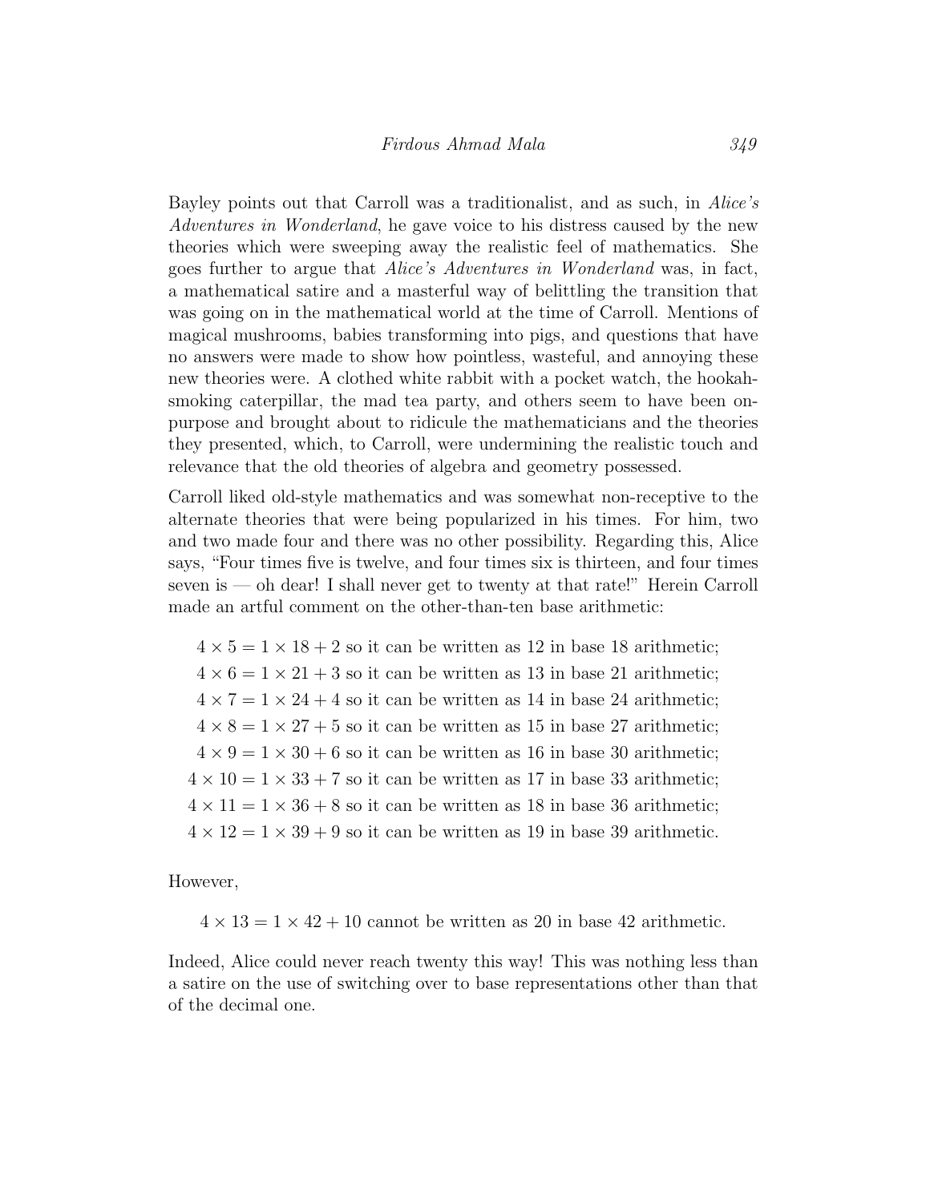Bayley points out that Carroll was a traditionalist, and as such, in *Alice's Adventures in Wonderland*, he gave voice to his distress caused by the new theories which were sweeping away the realistic feel of mathematics. She goes further to argue that *Alice's Adventures in Wonderland* was, in fact, a mathematical satire and a masterful way of belittling the transition that was going on in the mathematical world at the time of Carroll. Mentions of magical mushrooms, babies transforming into pigs, and questions that have no answers were made to show how pointless, wasteful, and annoying these new theories were. A clothed white rabbit with a pocket watch, the hookah-smoking caterpillar, the mad tea party, and others seem to have been on-purpose and brought about to ridicule the mathematicians and the theories they presented, which, to Carroll, were undermining the realistic touch and relevance that the old theories of algebra and geometry possessed.

Carroll liked old-style mathematics and was somewhat non-receptive to the alternate theories that were being popularized in his times. For him, two and two made four and there was no other possibility. Regarding this, Alice says, "Four times five is twelve, and four times six is thirteen, and four times seven is — oh dear! I shall never get to twenty at that rate!" Herein Carroll made an artful comment on the other-than-ten base arithmetic:

$$
\begin{aligned}
4 \times 5 &= 1 \times 18 + 2 \text{ so it can be written as 12 in base 18 arithmetic;} \\
4 \times 6 &= 1 \times 21 + 3 \text{ so it can be written as 13 in base 21 arithmetic;} \\
4 \times 7 &= 1 \times 24 + 4 \text{ so it can be written as 14 in base 24 arithmetic;} \\
4 \times 8 &= 1 \times 27 + 5 \text{ so it can be written as 15 in base 27 arithmetic;} \\
4 \times 9 &= 1 \times 30 + 6 \text{ so it can be written as 16 in base 30 arithmetic;} \\
4 \times 10 &= 1 \times 33 + 7 \text{ so it can be written as 17 in base 33 arithmetic;} \\
4 \times 11 &= 1 \times 36 + 8 \text{ so it can be written as 18 in base 36 arithmetic;} \\
4 \times 12 &= 1 \times 39 + 9 \text{ so it can be written as 19 in base 39 arithmetic.}
\end{aligned}
$$

However,

$$4 \times 13 = 1 \times 42 + 10 \text{ cannot be written as 20 in base 42 arithmetic.}$$

Indeed, Alice could never reach twenty this way! This was nothing less than a satire on the use of switching over to base representations other than that of the decimal one.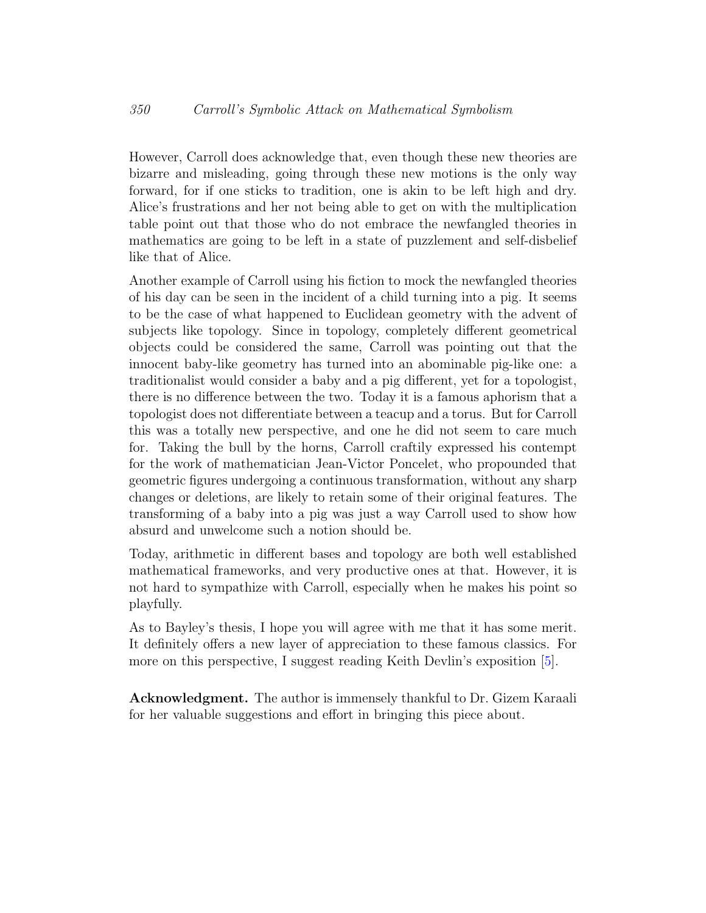However, Carroll does acknowledge that, even though these new theories are bizarre and misleading, going through these new motions is the only way forward, for if one sticks to tradition, one is akin to be left high and dry. Alice's frustrations and her not being able to get on with the multiplication table point out that those who do not embrace the newfangled theories in mathematics are going to be left in a state of puzzlement and self-disbelief like that of Alice.

Another example of Carroll using his fiction to mock the newfangled theories of his day can be seen in the incident of a child turning into a pig. It seems to be the case of what happened to Euclidean geometry with the advent of subjects like topology. Since in topology, completely different geometrical objects could be considered the same, Carroll was pointing out that the innocent baby-like geometry has turned into an abominable pig-like one: a traditionalist would consider a baby and a pig different, yet for a topologist, there is no difference between the two. Today it is a famous aphorism that a topologist does not differentiate between a teacup and a torus. But for Carroll this was a totally new perspective, and one he did not seem to care much for. Taking the bull by the horns, Carroll craftily expressed his contempt for the work of mathematician Jean-Victor Poncelet, who propounded that geometric figures undergoing a continuous transformation, without any sharp changes or deletions, are likely to retain some of their original features. The transforming of a baby into a pig was just a way Carroll used to show how absurd and unwelcome such a notion should be.

Today, arithmetic in different bases and topology are both well established mathematical frameworks, and very productive ones at that. However, it is not hard to sympathize with Carroll, especially when he makes his point so playfully.

As to Bayley's thesis, I hope you will agree with me that it has some merit. It definitely offers a new layer of appreciation to these famous classics. For more on this perspective, I suggest reading Keith Devlin's exposition [5].

**Acknowledgment.** The author is immensely thankful to Dr. Gizem Karaali for her valuable suggestions and effort in bringing this piece about.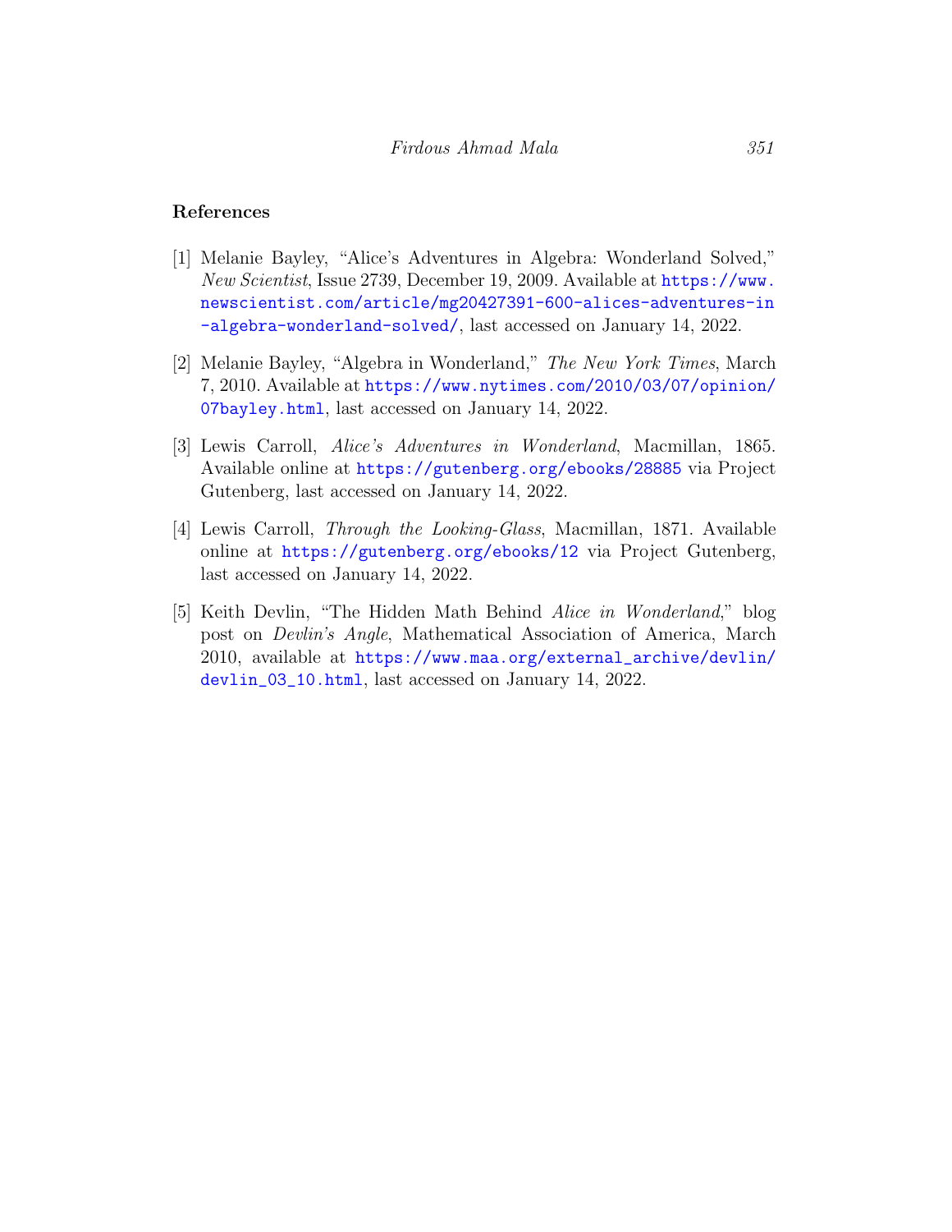## References

[1] Melanie Bayley, "Alice's Adventures in Algebra: Wonderland Solved," *New Scientist*, Issue 2739, December 19, 2009. Available at https://www.newscientist.com/article/mg20427391-600-alices-adventures-in-algebra-wonderland-solved/, last accessed on January 14, 2022.

[2] Melanie Bayley, "Algebra in Wonderland," *The New York Times*, March 7, 2010. Available at https://www.nytimes.com/2010/03/07/opinion/07bayley.html, last accessed on January 14, 2022.

[3] Lewis Carroll, *Alice's Adventures in Wonderland*, Macmillan, 1865. Available online at https://gutenberg.org/ebooks/28885 via Project Gutenberg, last accessed on January 14, 2022.

[4] Lewis Carroll, *Through the Looking-Glass*, Macmillan, 1871. Available online at https://gutenberg.org/ebooks/12 via Project Gutenberg, last accessed on January 14, 2022.

[5] Keith Devlin, "The Hidden Math Behind *Alice in Wonderland*," blog post on *Devlin's Angle*, Mathematical Association of America, March 2010, available at https://www.maa.org/external_archive/devlin/devlin_03_10.html, last accessed on January 14, 2022.